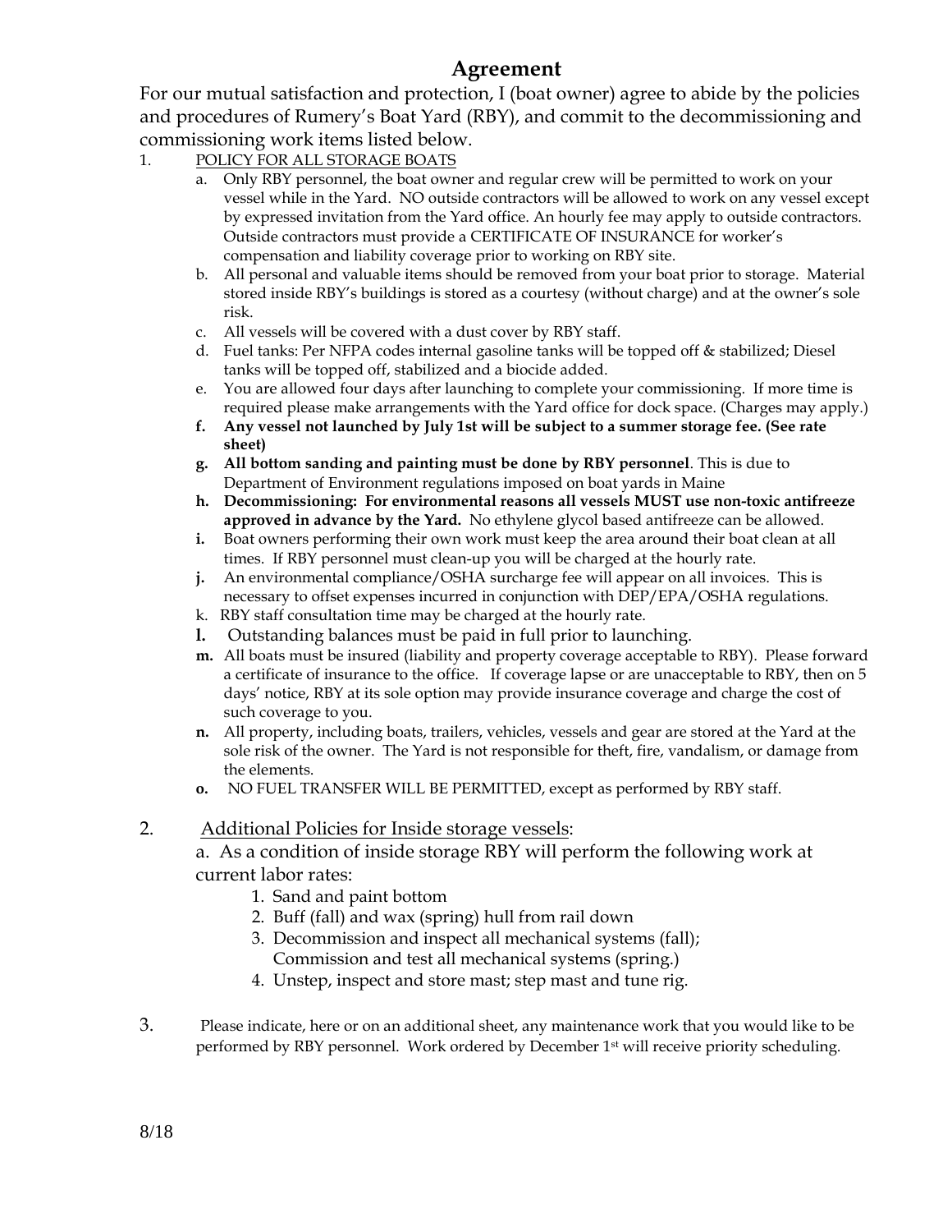# Agreement

For our mutual satisfaction and protection, I (boat owner) agree to abide by the policies and procedures of Rumery's Boat Yard (RBY), and commit to the decommissioning and commissioning work items listed below.

1. POLICY FOR ALL STORAGE BOATS
   a. Only RBY personnel, the boat owner and regular crew will be permitted to work on your vessel while in the Yard. NO outside contractors will be allowed to work on any vessel except by expressed invitation from the Yard office. An hourly fee may apply to outside contractors. Outside contractors must provide a CERTIFICATE OF INSURANCE for worker's compensation and liability coverage prior to working on RBY site.
   b. All personal and valuable items should be removed from your boat prior to storage. Material stored inside RBY's buildings is stored as a courtesy (without charge) and at the owner's sole risk.
   c. All vessels will be covered with a dust cover by RBY staff.
   d. Fuel tanks: Per NFPA codes internal gasoline tanks will be topped off & stabilized; Diesel tanks will be topped off, stabilized and a biocide added.
   e. You are allowed four days after launching to complete your commissioning. If more time is required please make arrangements with the Yard office for dock space. (Charges may apply.)
   **f. Any vessel not launched by July 1st will be subject to a summer storage fee. (See rate sheet)**
   **g. All bottom sanding and painting must be done by RBY personnel**. This is due to Department of Environment regulations imposed on boat yards in Maine
   **h. Decommissioning: For environmental reasons all vessels MUST use non-toxic antifreeze approved in advance by the Yard.** No ethylene glycol based antifreeze can be allowed.
   **i.** Boat owners performing their own work must keep the area around their boat clean at all times. If RBY personnel must clean-up you will be charged at the hourly rate.
   **j.** An environmental compliance/OSHA surcharge fee will appear on all invoices. This is necessary to offset expenses incurred in conjunction with DEP/EPA/OSHA regulations.
   k. RBY staff consultation time may be charged at the hourly rate.
   **l.** Outstanding balances must be paid in full prior to launching.
   **m.** All boats must be insured (liability and property coverage acceptable to RBY). Please forward a certificate of insurance to the office. If coverage lapse or are unacceptable to RBY, then on 5 days' notice, RBY at its sole option may provide insurance coverage and charge the cost of such coverage to you.
   **n.** All property, including boats, trailers, vehicles, vessels and gear are stored at the Yard at the sole risk of the owner. The Yard is not responsible for theft, fire, vandalism, or damage from the elements.
   **o.** NO FUEL TRANSFER WILL BE PERMITTED, except as performed by RBY staff.

2. Additional Policies for Inside storage vessels:

   a. As a condition of inside storage RBY will perform the following work at current labor rates:
      1. Sand and paint bottom
      2. Buff (fall) and wax (spring) hull from rail down
      3. Decommission and inspect all mechanical systems (fall); Commission and test all mechanical systems (spring.)
      4. Unstep, inspect and store mast; step mast and tune rig.

3. Please indicate, here or on an additional sheet, any maintenance work that you would like to be performed by RBY personnel. Work ordered by December 1st will receive priority scheduling.

8/18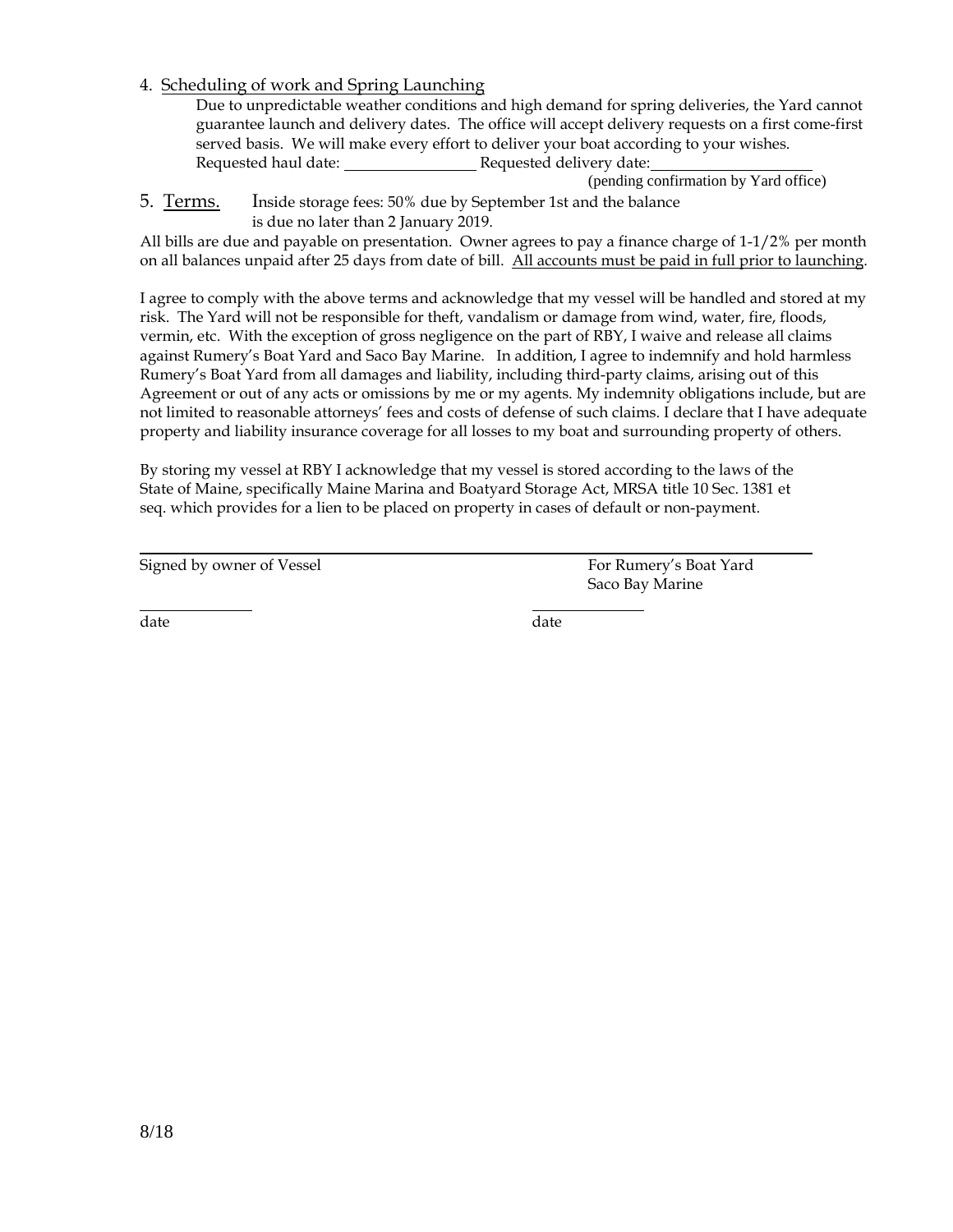4. Scheduling of work and Spring Launching

Due to unpredictable weather conditions and high demand for spring deliveries, the Yard cannot guarantee launch and delivery dates. The office will accept delivery requests on a first come-first served basis. We will make every effort to deliver your boat according to your wishes.

Requested haul date: ________________ Requested delivery date: ____________________

(pending confirmation by Yard office)

5. Terms. Inside storage fees: 50% due by September 1st and the balance is due no later than 2 January 2019.

All bills are due and payable on presentation. Owner agrees to pay a finance charge of 1-1/2% per month on all balances unpaid after 25 days from date of bill. All accounts must be paid in full prior to launching.

I agree to comply with the above terms and acknowledge that my vessel will be handled and stored at my risk. The Yard will not be responsible for theft, vandalism or damage from wind, water, fire, floods, vermin, etc. With the exception of gross negligence on the part of RBY, I waive and release all claims against Rumery's Boat Yard and Saco Bay Marine. In addition, I agree to indemnify and hold harmless Rumery's Boat Yard from all damages and liability, including third-party claims, arising out of this Agreement or out of any acts or omissions by me or my agents. My indemnity obligations include, but are not limited to reasonable attorneys' fees and costs of defense of such claims. I declare that I have adequate property and liability insurance coverage for all losses to my boat and surrounding property of others.

By storing my vessel at RBY I acknowledge that my vessel is stored according to the laws of the State of Maine, specifically Maine Marina and Boatyard Storage Act, MRSA title 10 Sec. 1381 et seq. which provides for a lien to be placed on property in cases of default or non-payment.

______________________________________________________________________

Signed by owner of Vessel

For Rumery's Boat Yard
Saco Bay Marine

______________
date

______________
date

8/18